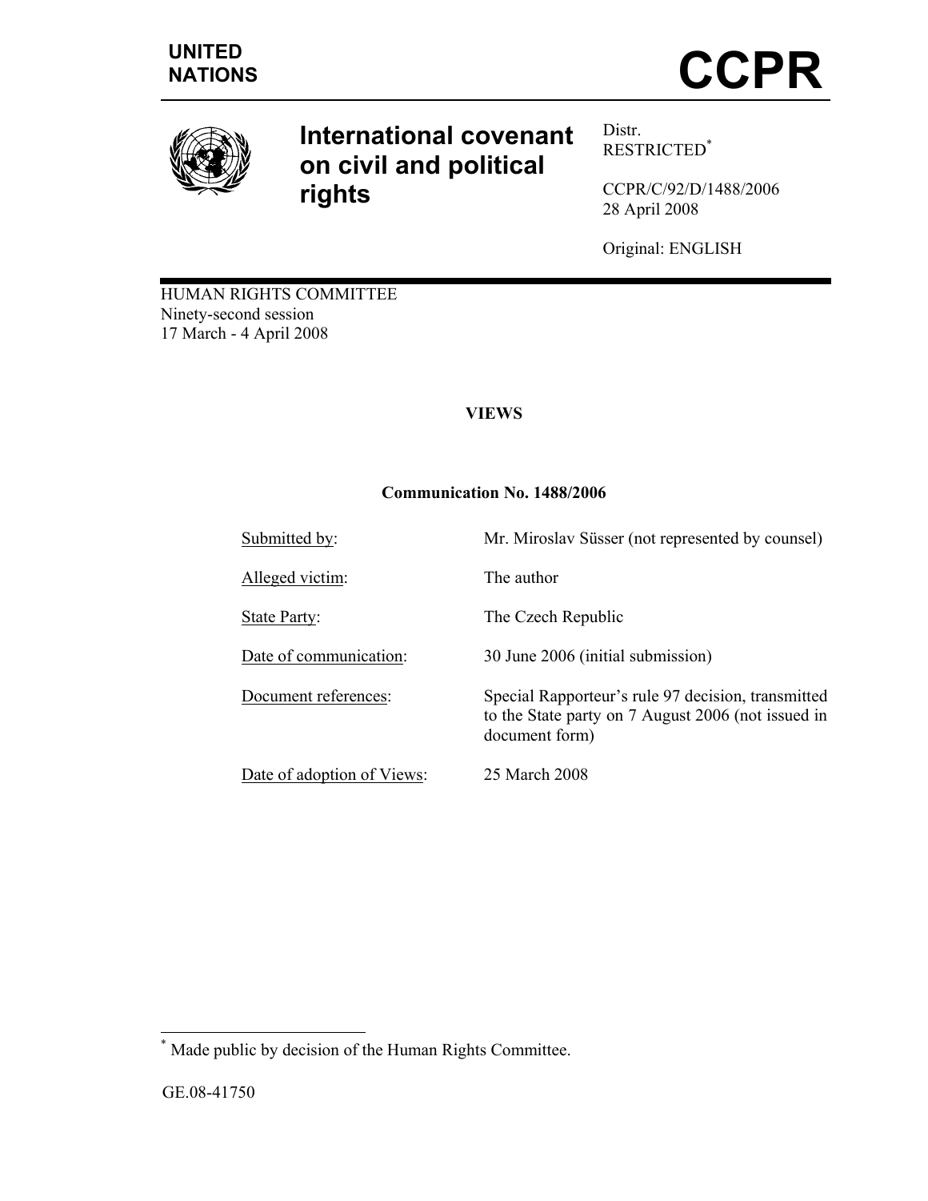UNITED NATIONS

# CCPR

## International covenant on civil and political rights

Distr.
RESTRICTED[*]

CCPR/C/92/D/1488/2006
28 April 2008

Original: ENGLISH

HUMAN RIGHTS COMMITTEE
Ninety-second session
17 March - 4 April 2008

**VIEWS**

**Communication No. 1488/2006**

| | |
|---|---|
| Submitted by: | Mr. Miroslav Süsser (not represented by counsel) |
| Alleged victim: | The author |
| State Party: | The Czech Republic |
| Date of communication: | 30 June 2006 (initial submission) |
| Document references: | Special Rapporteur's rule 97 decision, transmitted to the State party on 7 August 2006 (not issued in document form) |
| Date of adoption of Views: | 25 March 2008 |

[*] Made public by decision of the Human Rights Committee.

GE.08-41750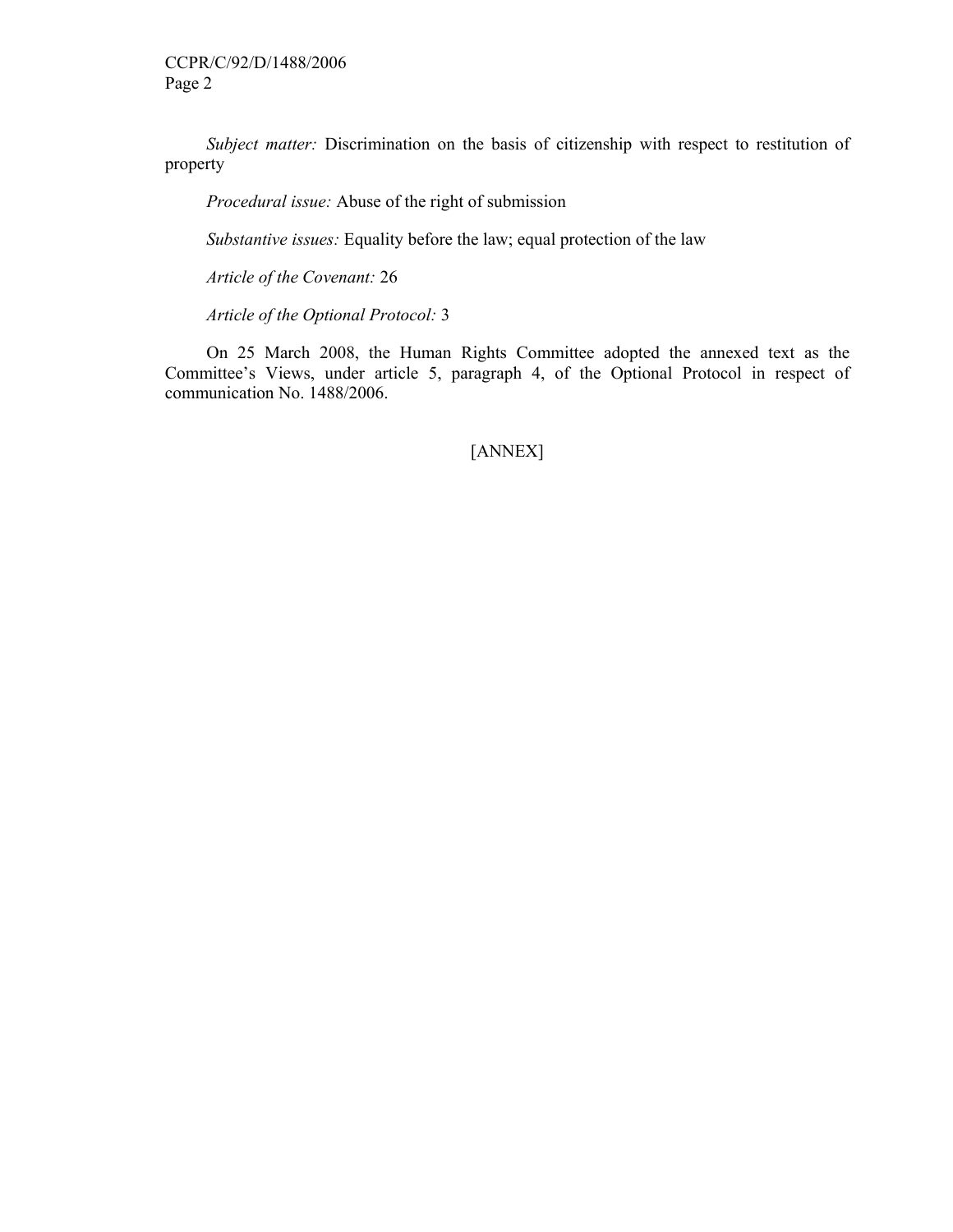*Subject matter:* Discrimination on the basis of citizenship with respect to restitution of property

*Procedural issue:* Abuse of the right of submission

*Substantive issues:* Equality before the law; equal protection of the law

*Article of the Covenant:* 26

*Article of the Optional Protocol:* 3

On 25 March 2008, the Human Rights Committee adopted the annexed text as the Committee's Views, under article 5, paragraph 4, of the Optional Protocol in respect of communication No. 1488/2006.

[ANNEX]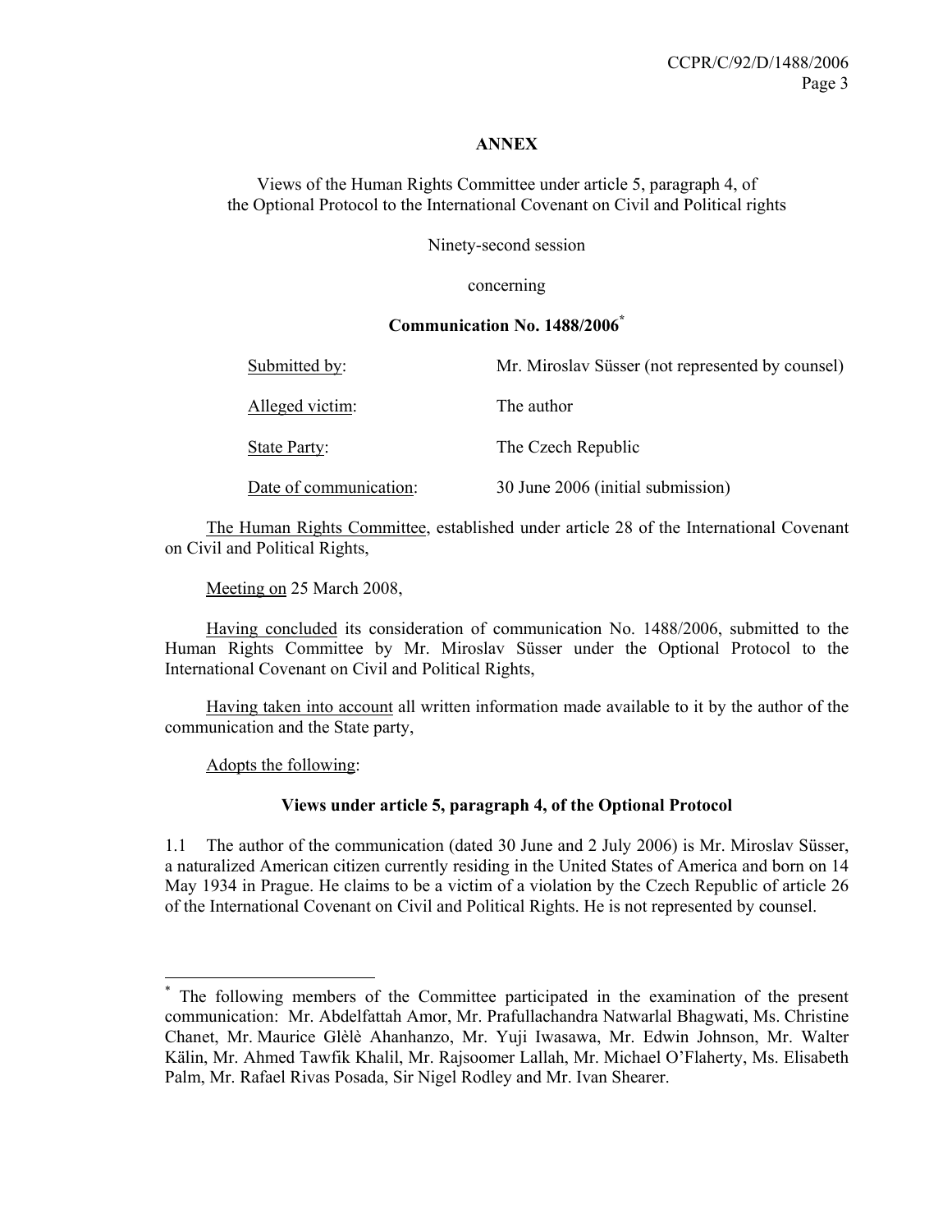**ANNEX**

Views of the Human Rights Committee under article 5, paragraph 4, of the Optional Protocol to the International Covenant on Civil and Political rights

Ninety-second session

concerning

**Communication No. 1488/2006***

| | |
|---|---|
| Submitted by: | Mr. Miroslav Süsser (not represented by counsel) |
| Alleged victim: | The author |
| State Party: | The Czech Republic |
| Date of communication: | 30 June 2006 (initial submission) |

The Human Rights Committee, established under article 28 of the International Covenant on Civil and Political Rights,

Meeting on 25 March 2008,

Having concluded its consideration of communication No. 1488/2006, submitted to the Human Rights Committee by Mr. Miroslav Süsser under the Optional Protocol to the International Covenant on Civil and Political Rights,

Having taken into account all written information made available to it by the author of the communication and the State party,

Adopts the following:

**Views under article 5, paragraph 4, of the Optional Protocol**

1.1 The author of the communication (dated 30 June and 2 July 2006) is Mr. Miroslav Süsser, a naturalized American citizen currently residing in the United States of America and born on 14 May 1934 in Prague. He claims to be a victim of a violation by the Czech Republic of article 26 of the International Covenant on Civil and Political Rights. He is not represented by counsel.

---

* The following members of the Committee participated in the examination of the present communication: Mr. Abdelfattah Amor, Mr. Prafullachandra Natwarlal Bhagwati, Ms. Christine Chanet, Mr. Maurice Glèlè Ahanhanzo, Mr. Yuji Iwasawa, Mr. Edwin Johnson, Mr. Walter Kälin, Mr. Ahmed Tawfik Khalil, Mr. Rajsoomer Lallah, Mr. Michael O'Flaherty, Ms. Elisabeth Palm, Mr. Rafael Rivas Posada, Sir Nigel Rodley and Mr. Ivan Shearer.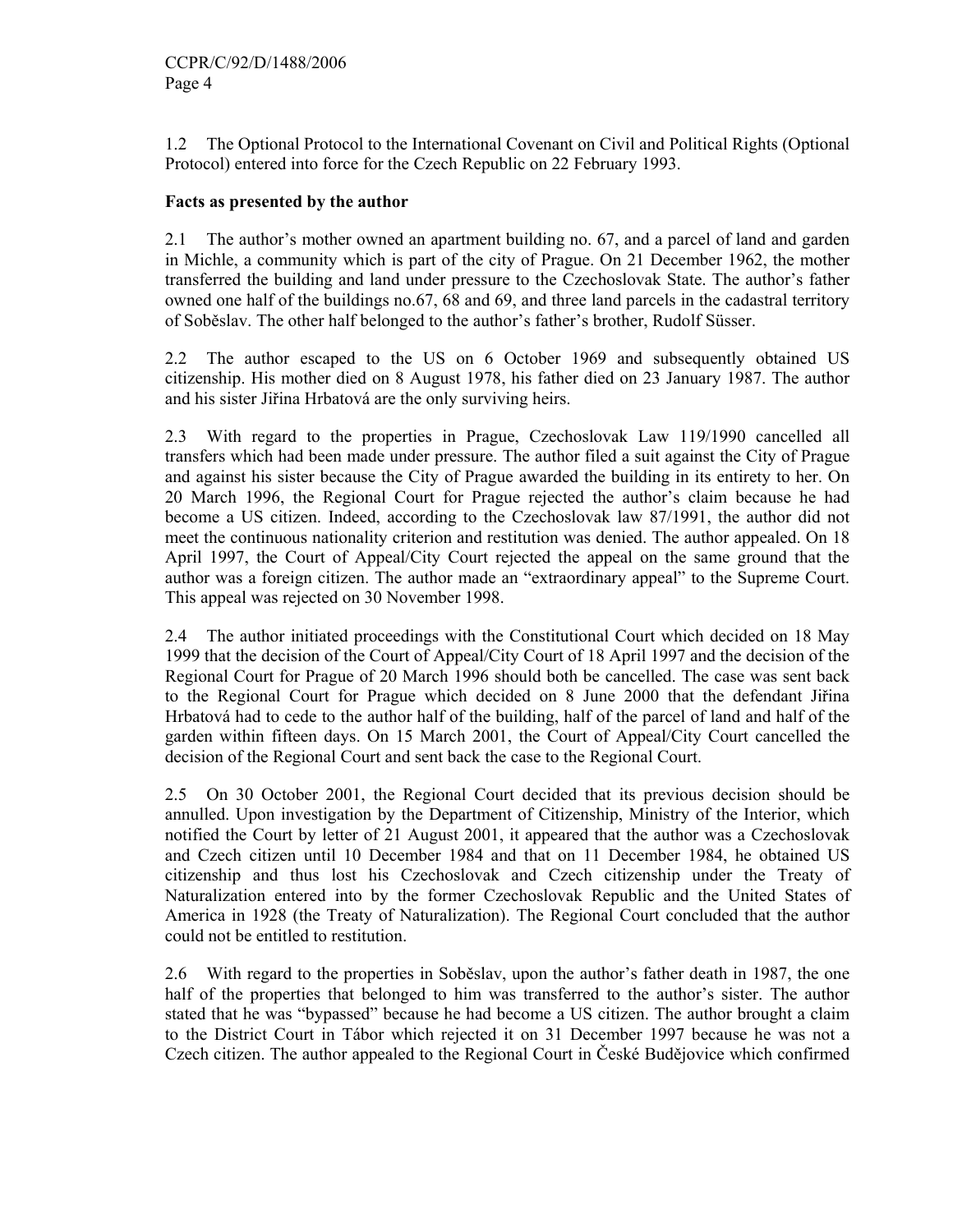1.2 The Optional Protocol to the International Covenant on Civil and Political Rights (Optional Protocol) entered into force for the Czech Republic on 22 February 1993.

**Facts as presented by the author**

2.1 The author's mother owned an apartment building no. 67, and a parcel of land and garden in Michle, a community which is part of the city of Prague. On 21 December 1962, the mother transferred the building and land under pressure to the Czechoslovak State. The author's father owned one half of the buildings no.67, 68 and 69, and three land parcels in the cadastral territory of Soběslav. The other half belonged to the author's father's brother, Rudolf Süsser.

2.2 The author escaped to the US on 6 October 1969 and subsequently obtained US citizenship. His mother died on 8 August 1978, his father died on 23 January 1987. The author and his sister Jiřina Hrbatová are the only surviving heirs.

2.3 With regard to the properties in Prague, Czechoslovak Law 119/1990 cancelled all transfers which had been made under pressure. The author filed a suit against the City of Prague and against his sister because the City of Prague awarded the building in its entirety to her. On 20 March 1996, the Regional Court for Prague rejected the author's claim because he had become a US citizen. Indeed, according to the Czechoslovak law 87/1991, the author did not meet the continuous nationality criterion and restitution was denied. The author appealed. On 18 April 1997, the Court of Appeal/City Court rejected the appeal on the same ground that the author was a foreign citizen. The author made an "extraordinary appeal" to the Supreme Court. This appeal was rejected on 30 November 1998.

2.4 The author initiated proceedings with the Constitutional Court which decided on 18 May 1999 that the decision of the Court of Appeal/City Court of 18 April 1997 and the decision of the Regional Court for Prague of 20 March 1996 should both be cancelled. The case was sent back to the Regional Court for Prague which decided on 8 June 2000 that the defendant Jiřina Hrbatová had to cede to the author half of the building, half of the parcel of land and half of the garden within fifteen days. On 15 March 2001, the Court of Appeal/City Court cancelled the decision of the Regional Court and sent back the case to the Regional Court.

2.5 On 30 October 2001, the Regional Court decided that its previous decision should be annulled. Upon investigation by the Department of Citizenship, Ministry of the Interior, which notified the Court by letter of 21 August 2001, it appeared that the author was a Czechoslovak and Czech citizen until 10 December 1984 and that on 11 December 1984, he obtained US citizenship and thus lost his Czechoslovak and Czech citizenship under the Treaty of Naturalization entered into by the former Czechoslovak Republic and the United States of America in 1928 (the Treaty of Naturalization). The Regional Court concluded that the author could not be entitled to restitution.

2.6 With regard to the properties in Soběslav, upon the author's father death in 1987, the one half of the properties that belonged to him was transferred to the author's sister. The author stated that he was "bypassed" because he had become a US citizen. The author brought a claim to the District Court in Tábor which rejected it on 31 December 1997 because he was not a Czech citizen. The author appealed to the Regional Court in České Budějovice which confirmed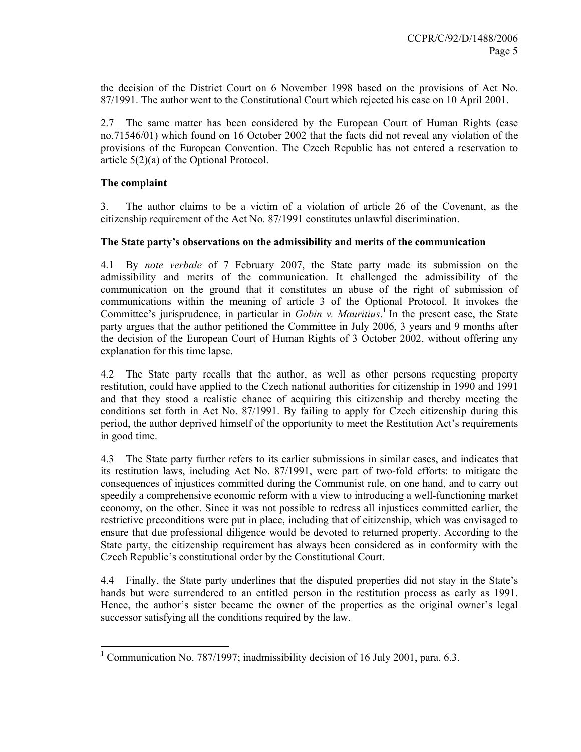the decision of the District Court on 6 November 1998 based on the provisions of Act No. 87/1991. The author went to the Constitutional Court which rejected his case on 10 April 2001.

2.7 The same matter has been considered by the European Court of Human Rights (case no.71546/01) which found on 16 October 2002 that the facts did not reveal any violation of the provisions of the European Convention. The Czech Republic has not entered a reservation to article 5(2)(a) of the Optional Protocol.

### The complaint

3. The author claims to be a victim of a violation of article 26 of the Covenant, as the citizenship requirement of the Act No. 87/1991 constitutes unlawful discrimination.

### The State party's observations on the admissibility and merits of the communication

4.1 By *note verbale* of 7 February 2007, the State party made its submission on the admissibility and merits of the communication. It challenged the admissibility of the communication on the ground that it constitutes an abuse of the right of submission of communications within the meaning of article 3 of the Optional Protocol. It invokes the Committee's jurisprudence, in particular in *Gobin v. Mauritius*.[1] In the present case, the State party argues that the author petitioned the Committee in July 2006, 3 years and 9 months after the decision of the European Court of Human Rights of 3 October 2002, without offering any explanation for this time lapse.

4.2 The State party recalls that the author, as well as other persons requesting property restitution, could have applied to the Czech national authorities for citizenship in 1990 and 1991 and that they stood a realistic chance of acquiring this citizenship and thereby meeting the conditions set forth in Act No. 87/1991. By failing to apply for Czech citizenship during this period, the author deprived himself of the opportunity to meet the Restitution Act's requirements in good time.

4.3 The State party further refers to its earlier submissions in similar cases, and indicates that its restitution laws, including Act No. 87/1991, were part of two-fold efforts: to mitigate the consequences of injustices committed during the Communist rule, on one hand, and to carry out speedily a comprehensive economic reform with a view to introducing a well-functioning market economy, on the other. Since it was not possible to redress all injustices committed earlier, the restrictive preconditions were put in place, including that of citizenship, which was envisaged to ensure that due professional diligence would be devoted to returned property. According to the State party, the citizenship requirement has always been considered as in conformity with the Czech Republic's constitutional order by the Constitutional Court.

4.4 Finally, the State party underlines that the disputed properties did not stay in the State's hands but were surrendered to an entitled person in the restitution process as early as 1991. Hence, the author's sister became the owner of the properties as the original owner's legal successor satisfying all the conditions required by the law.

---

[1] Communication No. 787/1997; inadmissibility decision of 16 July 2001, para. 6.3.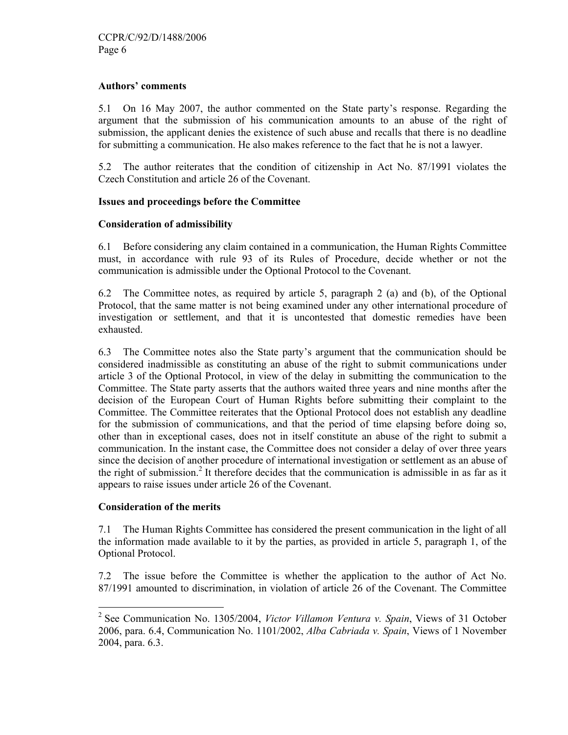### Authors' comments

5.1 On 16 May 2007, the author commented on the State party's response. Regarding the argument that the submission of his communication amounts to an abuse of the right of submission, the applicant denies the existence of such abuse and recalls that there is no deadline for submitting a communication. He also makes reference to the fact that he is not a lawyer.

5.2 The author reiterates that the condition of citizenship in Act No. 87/1991 violates the Czech Constitution and article 26 of the Covenant.

### Issues and proceedings before the Committee

#### Consideration of admissibility

6.1 Before considering any claim contained in a communication, the Human Rights Committee must, in accordance with rule 93 of its Rules of Procedure, decide whether or not the communication is admissible under the Optional Protocol to the Covenant.

6.2 The Committee notes, as required by article 5, paragraph 2 (a) and (b), of the Optional Protocol, that the same matter is not being examined under any other international procedure of investigation or settlement, and that it is uncontested that domestic remedies have been exhausted.

6.3 The Committee notes also the State party's argument that the communication should be considered inadmissible as constituting an abuse of the right to submit communications under article 3 of the Optional Protocol, in view of the delay in submitting the communication to the Committee. The State party asserts that the authors waited three years and nine months after the decision of the European Court of Human Rights before submitting their complaint to the Committee. The Committee reiterates that the Optional Protocol does not establish any deadline for the submission of communications, and that the period of time elapsing before doing so, other than in exceptional cases, does not in itself constitute an abuse of the right to submit a communication. In the instant case, the Committee does not consider a delay of over three years since the decision of another procedure of international investigation or settlement as an abuse of the right of submission.[2] It therefore decides that the communication is admissible in as far as it appears to raise issues under article 26 of the Covenant.

#### Consideration of the merits

7.1 The Human Rights Committee has considered the present communication in the light of all the information made available to it by the parties, as provided in article 5, paragraph 1, of the Optional Protocol.

7.2 The issue before the Committee is whether the application to the author of Act No. 87/1991 amounted to discrimination, in violation of article 26 of the Covenant. The Committee

---

[2] See Communication No. 1305/2004, *Victor Villamon Ventura v. Spain*, Views of 31 October 2006, para. 6.4, Communication No. 1101/2002, *Alba Cabriada v. Spain*, Views of 1 November 2004, para. 6.3.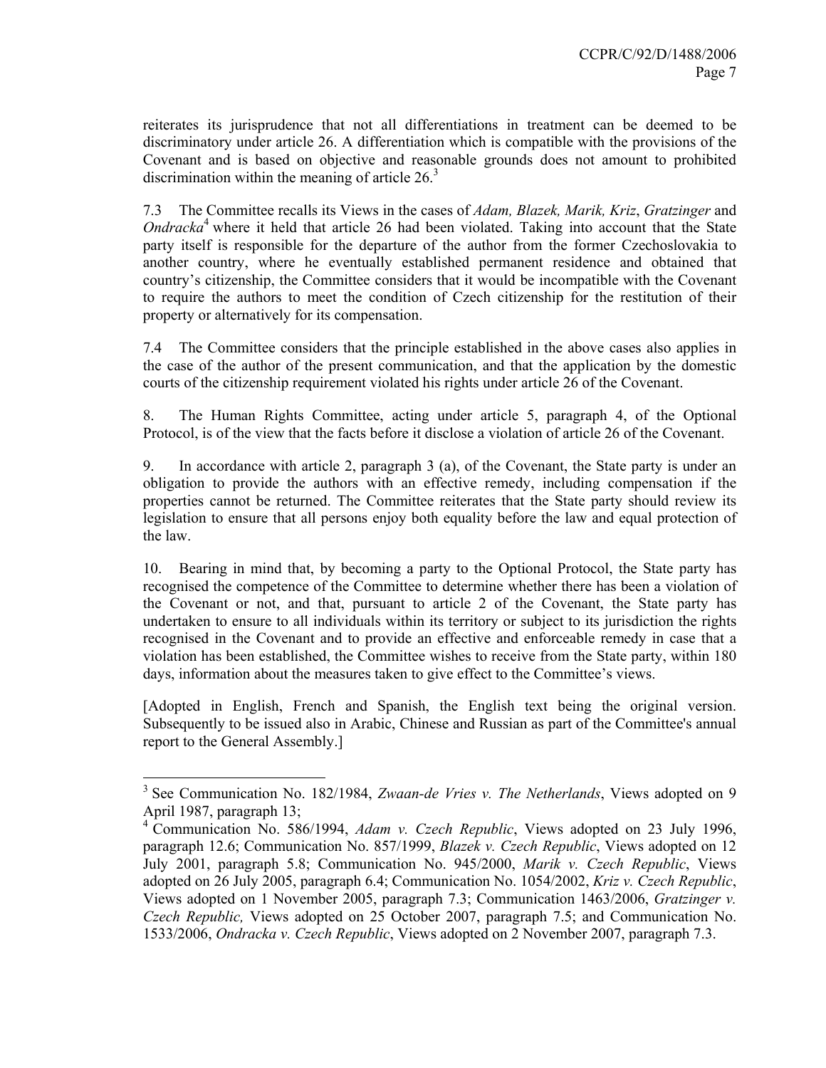reiterates its jurisprudence that not all differentiations in treatment can be deemed to be discriminatory under article 26. A differentiation which is compatible with the provisions of the Covenant and is based on objective and reasonable grounds does not amount to prohibited discrimination within the meaning of article 26.[3]

7.3 The Committee recalls its Views in the cases of *Adam, Blazek, Marik, Kriz*, *Gratzinger* and *Ondracka*[4] where it held that article 26 had been violated. Taking into account that the State party itself is responsible for the departure of the author from the former Czechoslovakia to another country, where he eventually established permanent residence and obtained that country's citizenship, the Committee considers that it would be incompatible with the Covenant to require the authors to meet the condition of Czech citizenship for the restitution of their property or alternatively for its compensation.

7.4 The Committee considers that the principle established in the above cases also applies in the case of the author of the present communication, and that the application by the domestic courts of the citizenship requirement violated his rights under article 26 of the Covenant.

8. The Human Rights Committee, acting under article 5, paragraph 4, of the Optional Protocol, is of the view that the facts before it disclose a violation of article 26 of the Covenant.

9. In accordance with article 2, paragraph 3 (a), of the Covenant, the State party is under an obligation to provide the authors with an effective remedy, including compensation if the properties cannot be returned. The Committee reiterates that the State party should review its legislation to ensure that all persons enjoy both equality before the law and equal protection of the law.

10. Bearing in mind that, by becoming a party to the Optional Protocol, the State party has recognised the competence of the Committee to determine whether there has been a violation of the Covenant or not, and that, pursuant to article 2 of the Covenant, the State party has undertaken to ensure to all individuals within its territory or subject to its jurisdiction the rights recognised in the Covenant and to provide an effective and enforceable remedy in case that a violation has been established, the Committee wishes to receive from the State party, within 180 days, information about the measures taken to give effect to the Committee's views.

[Adopted in English, French and Spanish, the English text being the original version. Subsequently to be issued also in Arabic, Chinese and Russian as part of the Committee's annual report to the General Assembly.]

---

[3] See Communication No. 182/1984, *Zwaan-de Vries v. The Netherlands*, Views adopted on 9 April 1987, paragraph 13;

[4] Communication No. 586/1994, *Adam v. Czech Republic*, Views adopted on 23 July 1996, paragraph 12.6; Communication No. 857/1999, *Blazek v. Czech Republic*, Views adopted on 12 July 2001, paragraph 5.8; Communication No. 945/2000, *Marik v. Czech Republic*, Views adopted on 26 July 2005, paragraph 6.4; Communication No. 1054/2002, *Kriz v. Czech Republic*, Views adopted on 1 November 2005, paragraph 7.3; Communication 1463/2006, *Gratzinger v. Czech Republic,* Views adopted on 25 October 2007, paragraph 7.5; and Communication No. 1533/2006, *Ondracka v. Czech Republic*, Views adopted on 2 November 2007, paragraph 7.3.